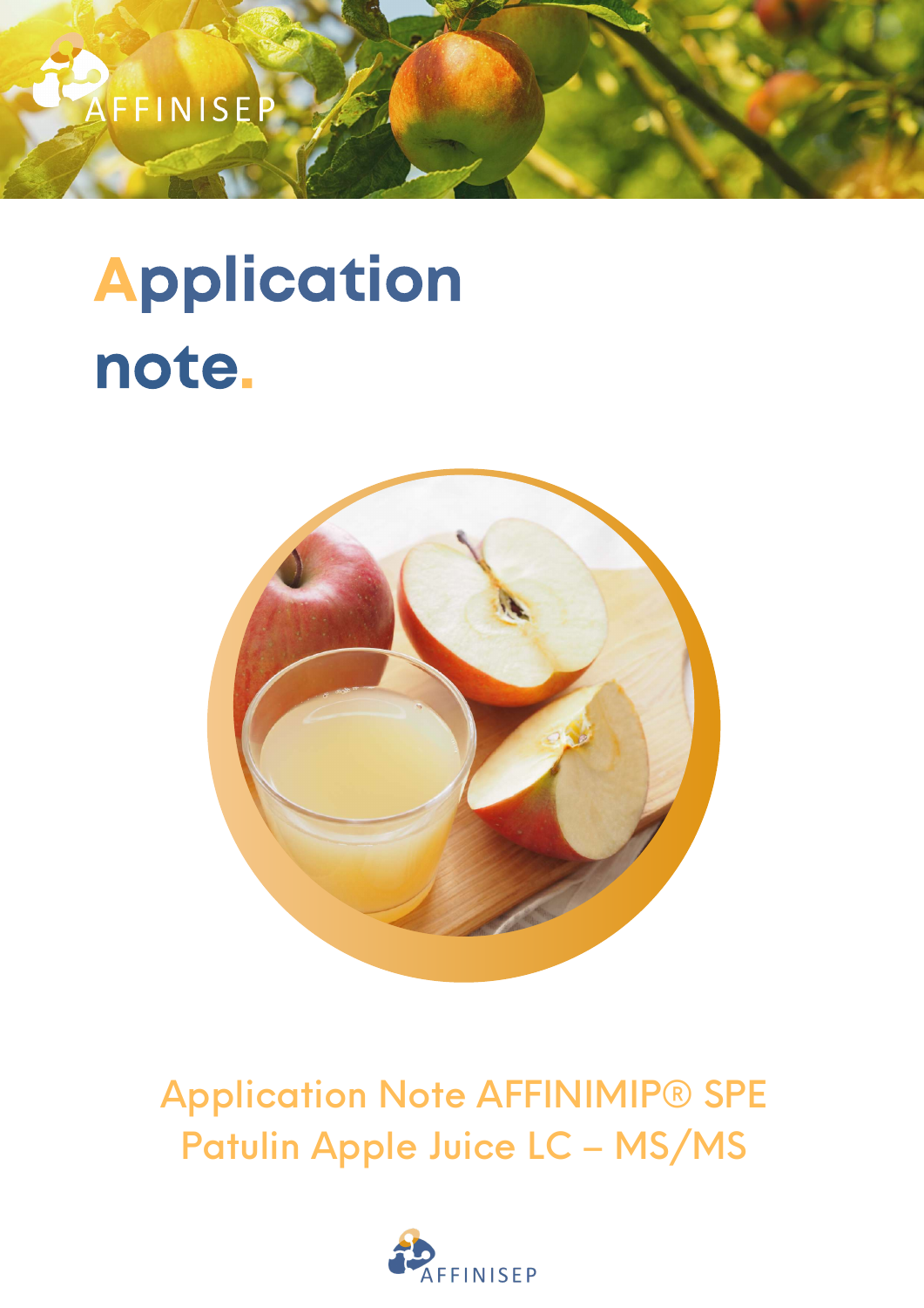AFFINISEP

# Application note.

## Application Note AFFINIMIP® SPE Patulin Apple Juice LC – MS/MS

AFFINISEP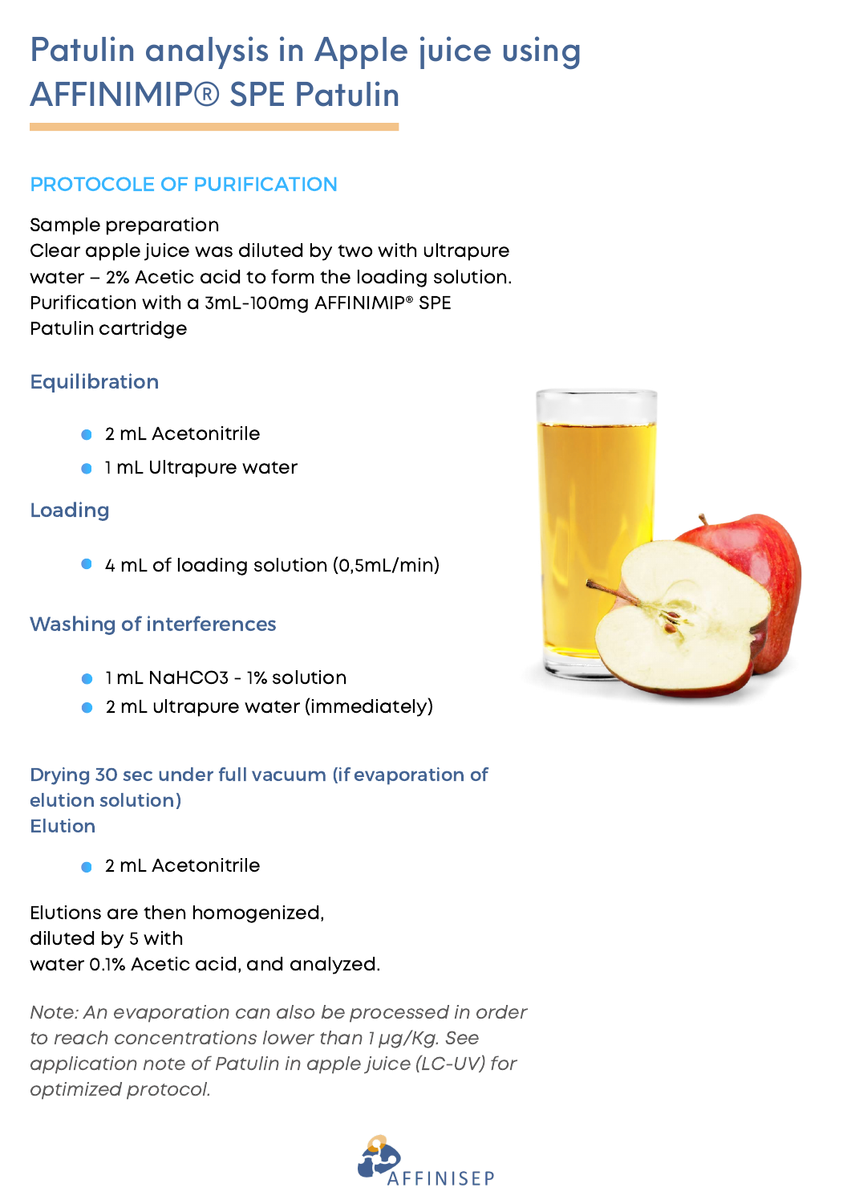# Patulin analysis in Apple juice using AFFINIMIP® SPE Patulin

## PROTOCOLE OF PURIFICATION

Sample preparation
Clear apple juice was diluted by two with ultrapure water – 2% Acetic acid to form the loading solution.
Purification with a 3mL-100mg AFFINIMIP® SPE Patulin cartridge

### Equilibration

- 2 mL Acetonitrile
- 1 mL Ultrapure water

### Loading

- 4 mL of loading solution (0,5mL/min)

### Washing of interferences

- 1 mL $NaHCO_3$ - 1% solution
- 2 mL ultrapure water (immediately)

### Drying 30 sec under full vacuum (if evaporation of elution solution)

### Elution

- 2 mL Acetonitrile

Elutions are then homogenized,
diluted by 5 with
water 0.1% Acetic acid, and analyzed.

*Note: An evaporation can also be processed in order to reach concentrations lower than 1 µg/Kg. See application note of Patulin in apple juice (LC-UV) for optimized protocol.*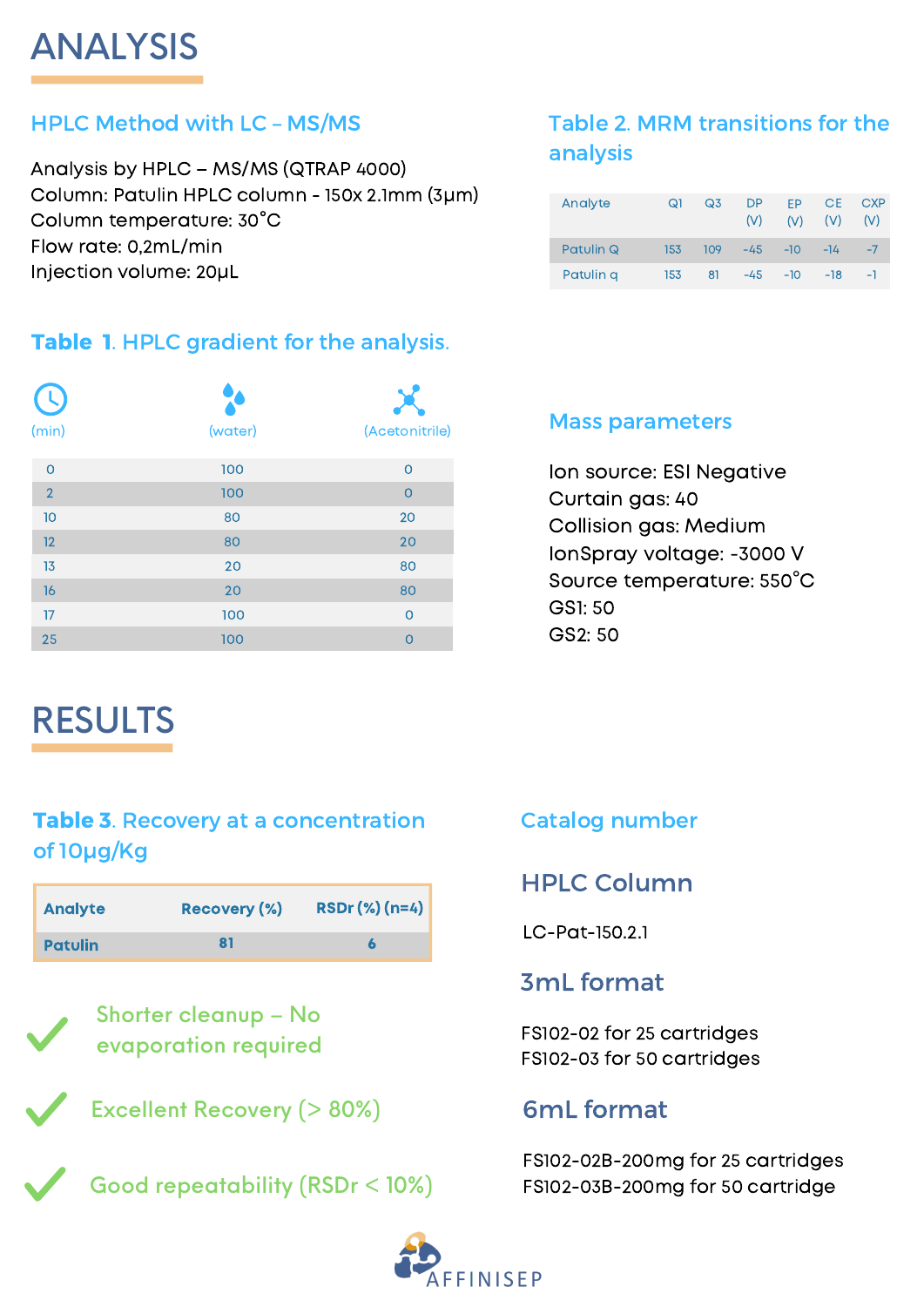# ANALYSIS

## HPLC Method with LC – MS/MS

Analysis by HPLC – MS/MS (QTRAP 4000)
Column: Patulin HPLC column - 150x 2.1mm (3µm)
Column temperature: 30°C
Flow rate: 0,2mL/min
Injection volume: 20µL

### Table 1. HPLC gradient for the analysis.

| (min) | (water) | (Acetonitrile) |
|---|---|---|
| 0 | 100 | 0 |
| 2 | 100 | 0 |
| 10 | 80 | 20 |
| 12 | 80 | 20 |
| 13 | 20 | 80 |
| 16 | 20 | 80 |
| 17 | 100 | 0 |
| 25 | 100 | 0 |

### Table 2. MRM transitions for the analysis

| Analyte | Q1 | Q3 | DP (V) | EP (V) | CE (V) | CXP (V) |
|---|---|---|---|---|---|---|
| Patulin Q | 153 | 109 | -45 | -10 | -14 | -7 |
| Patulin q | 153 | 81 | -45 | -10 | -18 | -1 |

### Mass parameters

Ion source: ESI Negative
Curtain gas: 40
Collision gas: Medium
IonSpray voltage: -3000 V
Source temperature: 550°C
GS1: 50
GS2: 50

# RESULTS

### Table 3. Recovery at a concentration of 10µg/Kg

| Analyte | Recovery (%) | RSDr (%) (n=4) |
|---|---|---|
| Patulin | 81 | 6 |

- Shorter cleanup – No evaporation required
- Excellent Recovery (> 80%)
- Good repeatability (RSDr < 10%)

## Catalog number

### HPLC Column

LC-Pat-150.2.1

### 3mL format

FS102-02 for 25 cartridges
FS102-03 for 50 cartridges

### 6mL format

FS102-02B-200mg for 25 cartridges
FS102-03B-200mg for 50 cartridge

AFFINISEP